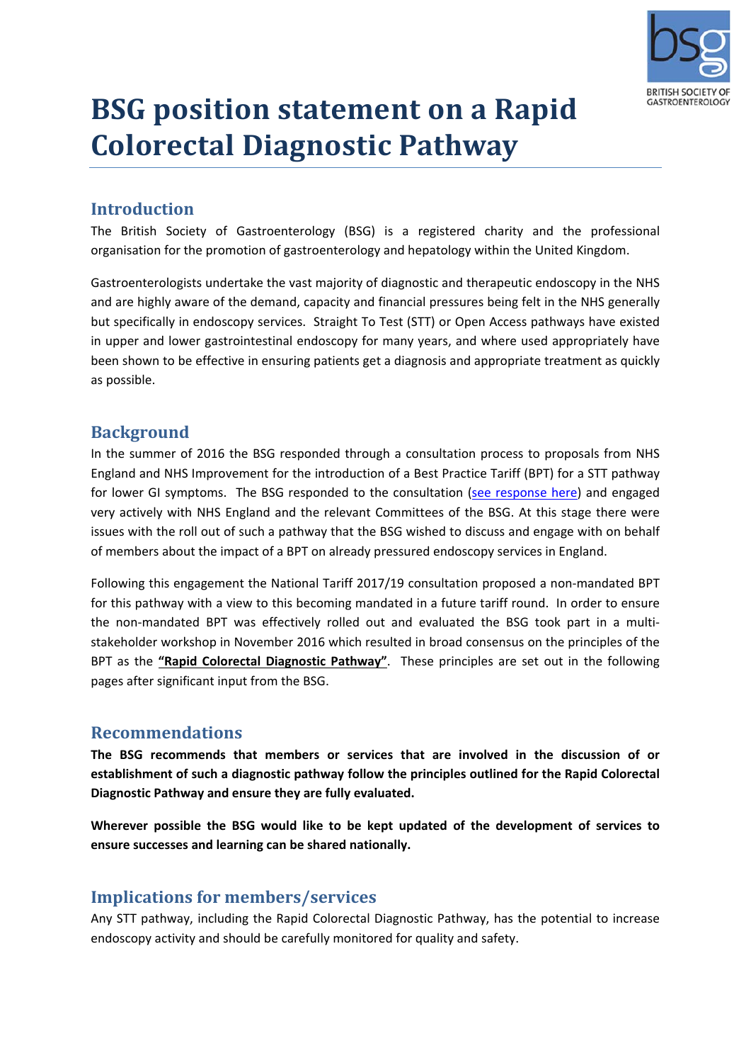# BSG position statement on a Rapid Colorectal Diagnostic Pathway

## Introduction

The British Society of Gastroenterology (BSG) is a registered charity and the professional organisation for the promotion of gastroenterology and hepatology within the United Kingdom.

Gastroenterologists undertake the vast majority of diagnostic and therapeutic endoscopy in the NHS and are highly aware of the demand, capacity and financial pressures being felt in the NHS generally but specifically in endoscopy services. Straight To Test (STT) or Open Access pathways have existed in upper and lower gastrointestinal endoscopy for many years, and where used appropriately have been shown to be effective in ensuring patients get a diagnosis and appropriate treatment as quickly as possible.

## Background

In the summer of 2016 the BSG responded through a consultation process to proposals from NHS England and NHS Improvement for the introduction of a Best Practice Tariff (BPT) for a STT pathway for lower GI symptoms. The BSG responded to the consultation (see response here) and engaged very actively with NHS England and the relevant Committees of the BSG. At this stage there were issues with the roll out of such a pathway that the BSG wished to discuss and engage with on behalf of members about the impact of a BPT on already pressured endoscopy services in England.

Following this engagement the National Tariff 2017/19 consultation proposed a non-mandated BPT for this pathway with a view to this becoming mandated in a future tariff round. In order to ensure the non-mandated BPT was effectively rolled out and evaluated the BSG took part in a multi-stakeholder workshop in November 2016 which resulted in broad consensus on the principles of the BPT as the **"Rapid Colorectal Diagnostic Pathway"**. These principles are set out in the following pages after significant input from the BSG.

## Recommendations

**The BSG recommends that members or services that are involved in the discussion of or establishment of such a diagnostic pathway follow the principles outlined for the Rapid Colorectal Diagnostic Pathway and ensure they are fully evaluated.**

**Wherever possible the BSG would like to be kept updated of the development of services to ensure successes and learning can be shared nationally.**

## Implications for members/services

Any STT pathway, including the Rapid Colorectal Diagnostic Pathway, has the potential to increase endoscopy activity and should be carefully monitored for quality and safety.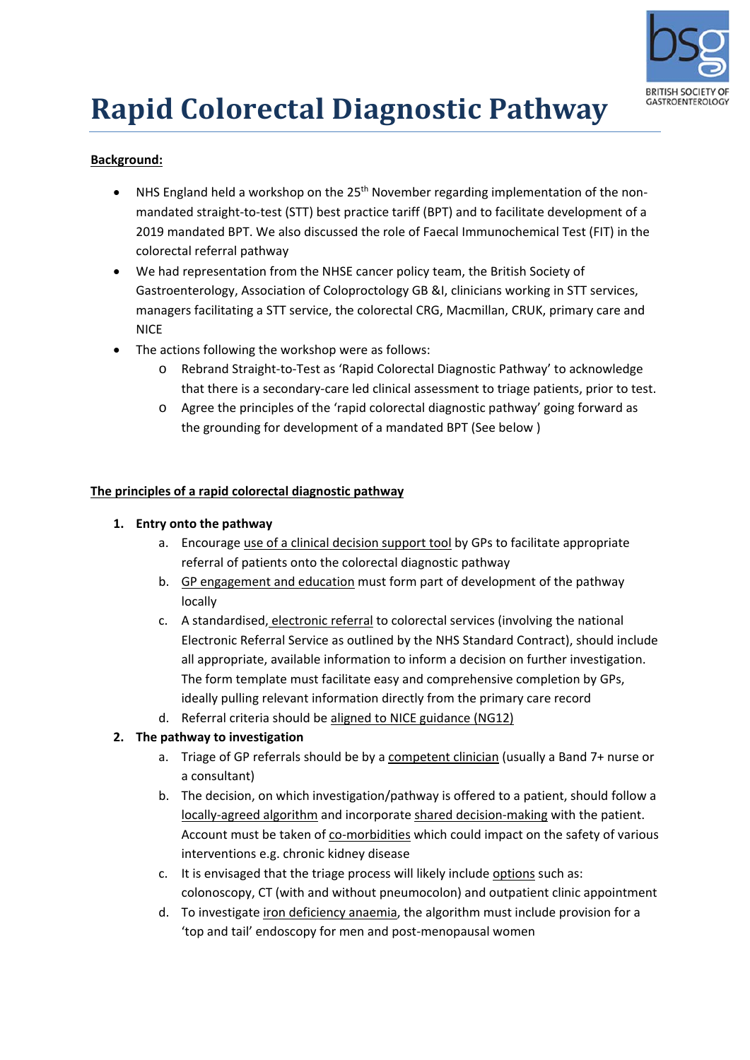# Rapid Colorectal Diagnostic Pathway

**Background:**

- NHS England held a workshop on the 25th November regarding implementation of the non-mandated straight-to-test (STT) best practice tariff (BPT) and to facilitate development of a 2019 mandated BPT. We also discussed the role of Faecal Immunochemical Test (FIT) in the colorectal referral pathway
- We had representation from the NHSE cancer policy team, the British Society of Gastroenterology, Association of Coloproctology GB &I, clinicians working in STT services, managers facilitating a STT service, the colorectal CRG, Macmillan, CRUK, primary care and NICE
- The actions following the workshop were as follows:
  - Rebrand Straight-to-Test as 'Rapid Colorectal Diagnostic Pathway' to acknowledge that there is a secondary-care led clinical assessment to triage patients, prior to test.
  - Agree the principles of the 'rapid colorectal diagnostic pathway' going forward as the grounding for development of a mandated BPT (See below )

**The principles of a rapid colorectal diagnostic pathway**

1. **Entry onto the pathway**
   a. Encourage use of a clinical decision support tool by GPs to facilitate appropriate referral of patients onto the colorectal diagnostic pathway
   b. GP engagement and education must form part of development of the pathway locally
   c. A standardised, electronic referral to colorectal services (involving the national Electronic Referral Service as outlined by the NHS Standard Contract), should include all appropriate, available information to inform a decision on further investigation. The form template must facilitate easy and comprehensive completion by GPs, ideally pulling relevant information directly from the primary care record
   d. Referral criteria should be aligned to NICE guidance (NG12)
2. **The pathway to investigation**
   a. Triage of GP referrals should be by a competent clinician (usually a Band 7+ nurse or a consultant)
   b. The decision, on which investigation/pathway is offered to a patient, should follow a locally-agreed algorithm and incorporate shared decision-making with the patient. Account must be taken of co-morbidities which could impact on the safety of various interventions e.g. chronic kidney disease
   c. It is envisaged that the triage process will likely include options such as: colonoscopy, CT (with and without pneumocolon) and outpatient clinic appointment
   d. To investigate iron deficiency anaemia, the algorithm must include provision for a 'top and tail' endoscopy for men and post-menopausal women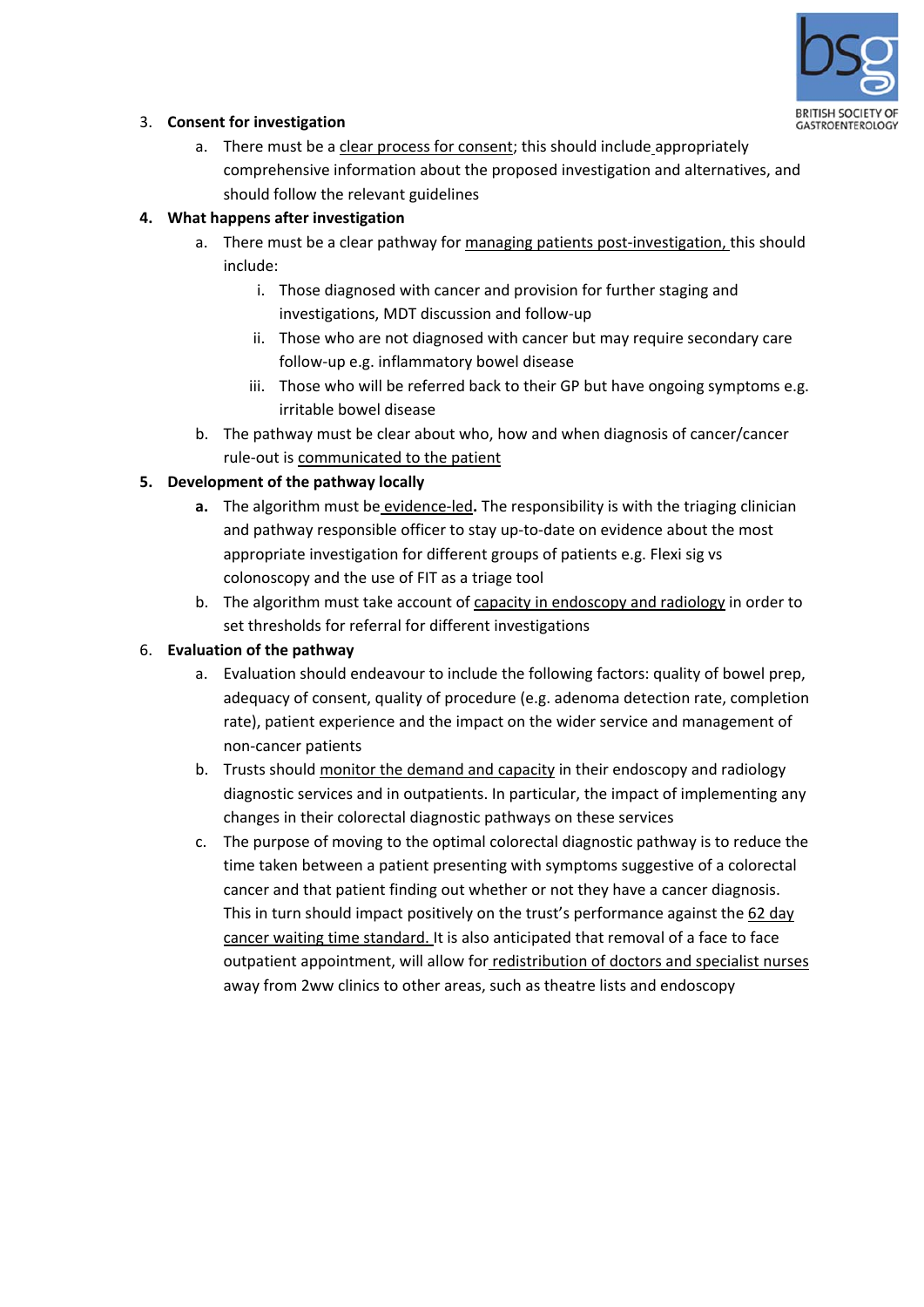3. **Consent for investigation**
    a. There must be a clear process for consent; this should include appropriately comprehensive information about the proposed investigation and alternatives, and should follow the relevant guidelines
4. **What happens after investigation**
    a. There must be a clear pathway for managing patients post-investigation, this should include:
        i. Those diagnosed with cancer and provision for further staging and investigations, MDT discussion and follow-up
        ii. Those who are not diagnosed with cancer but may require secondary care follow-up e.g. inflammatory bowel disease
        iii. Those who will be referred back to their GP but have ongoing symptoms e.g. irritable bowel disease
    b. The pathway must be clear about who, how and when diagnosis of cancer/cancer rule-out is communicated to the patient
5. **Development of the pathway locally**
    **a.** The algorithm must be evidence-led**.** The responsibility is with the triaging clinician and pathway responsible officer to stay up-to-date on evidence about the most appropriate investigation for different groups of patients e.g. Flexi sig vs colonoscopy and the use of FIT as a triage tool
    b. The algorithm must take account of capacity in endoscopy and radiology in order to set thresholds for referral for different investigations
6. **Evaluation of the pathway**
    a. Evaluation should endeavour to include the following factors: quality of bowel prep, adequacy of consent, quality of procedure (e.g. adenoma detection rate, completion rate), patient experience and the impact on the wider service and management of non-cancer patients
    b. Trusts should monitor the demand and capacity in their endoscopy and radiology diagnostic services and in outpatients. In particular, the impact of implementing any changes in their colorectal diagnostic pathways on these services
    c. The purpose of moving to the optimal colorectal diagnostic pathway is to reduce the time taken between a patient presenting with symptoms suggestive of a colorectal cancer and that patient finding out whether or not they have a cancer diagnosis. This in turn should impact positively on the trust's performance against the 62 day cancer waiting time standard. It is also anticipated that removal of a face to face outpatient appointment, will allow for redistribution of doctors and specialist nurses away from 2ww clinics to other areas, such as theatre lists and endoscopy